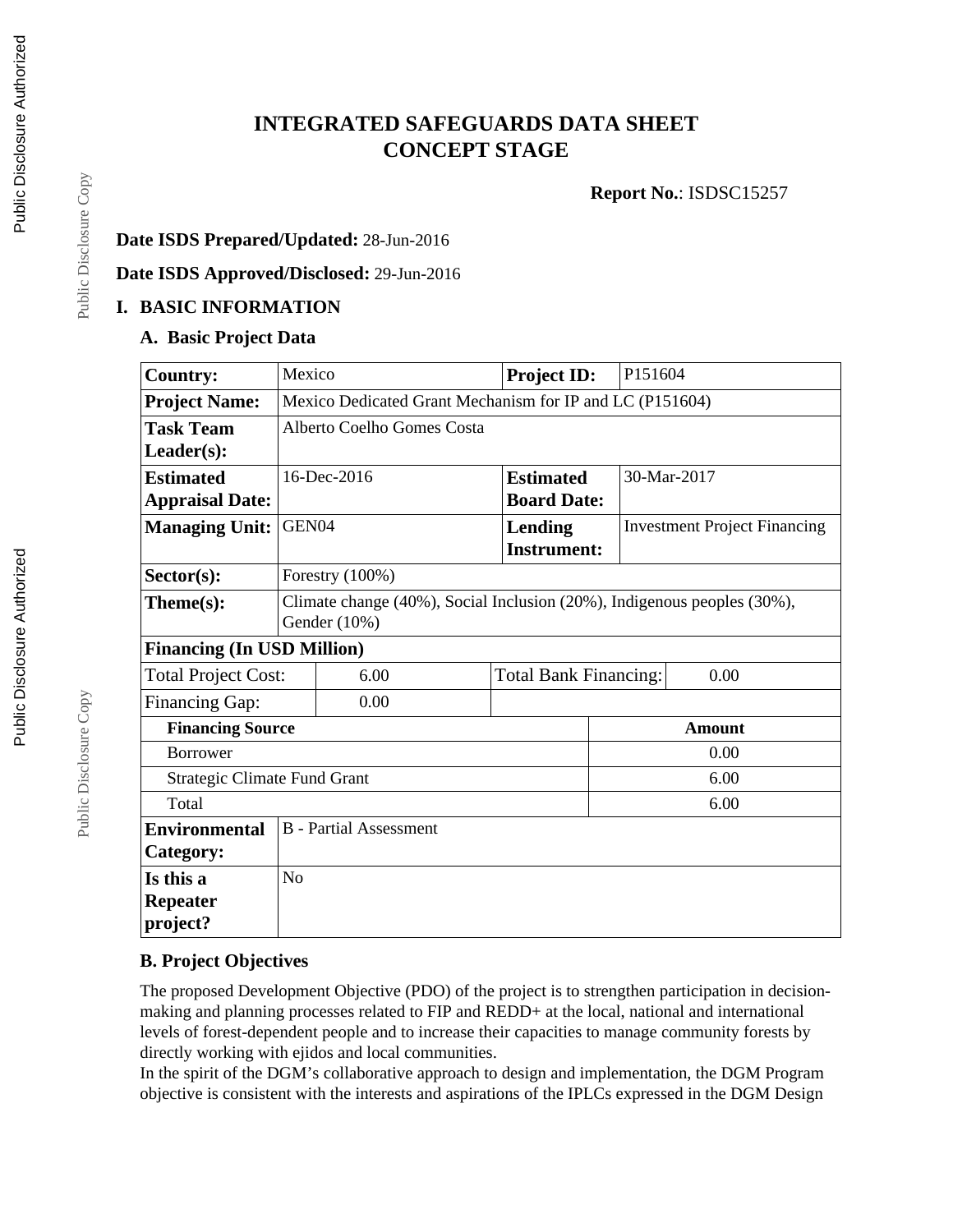# INTEGRATED SAFEGUARDS DATA SHEET
# CONCEPT STAGE

**Report No.**: ISDSC15257

**Date ISDS Prepared/Updated:** 28-Jun-2016

**Date ISDS Approved/Disclosed:** 29-Jun-2016

## I. BASIC INFORMATION

### A. Basic Project Data

| | | | |
|---|---|---|---|
| **Country:** | Mexico | **Project ID:** | P151604 |
| **Project Name:** | Mexico Dedicated Grant Mechanism for IP and LC (P151604) | | |
| **Task Team Leader(s):** | Alberto Coelho Gomes Costa | | |
| **Estimated Appraisal Date:** | 16-Dec-2016 | **Estimated Board Date:** | 30-Mar-2017 |
| **Managing Unit:** | GEN04 | **Lending Instrument:** | Investment Project Financing |
| **Sector(s):** | Forestry (100%) | | |
| **Theme(s):** | Climate change (40%), Social Inclusion (20%), Indigenous peoples (30%), Gender (10%) | | |

**Financing (In USD Million)**

| | | | |
|---|---|---|---|
| Total Project Cost: | 6.00 | Total Bank Financing: | 0.00 |
| Financing Gap: | 0.00 | | |

| Financing Source | Amount |
|---|---|
| Borrower | 0.00 |
| Strategic Climate Fund Grant | 6.00 |
| Total | 6.00 |

| | |
|---|---|
| **Environmental Category:** | B - Partial Assessment |
| **Is this a Repeater project?** | No |

### B. Project Objectives

The proposed Development Objective (PDO) of the project is to strengthen participation in decision-making and planning processes related to FIP and REDD+ at the local, national and international levels of forest-dependent people and to increase their capacities to manage community forests by directly working with ejidos and local communities.

In the spirit of the DGM's collaborative approach to design and implementation, the DGM Program objective is consistent with the interests and aspirations of the IPLCs expressed in the DGM Design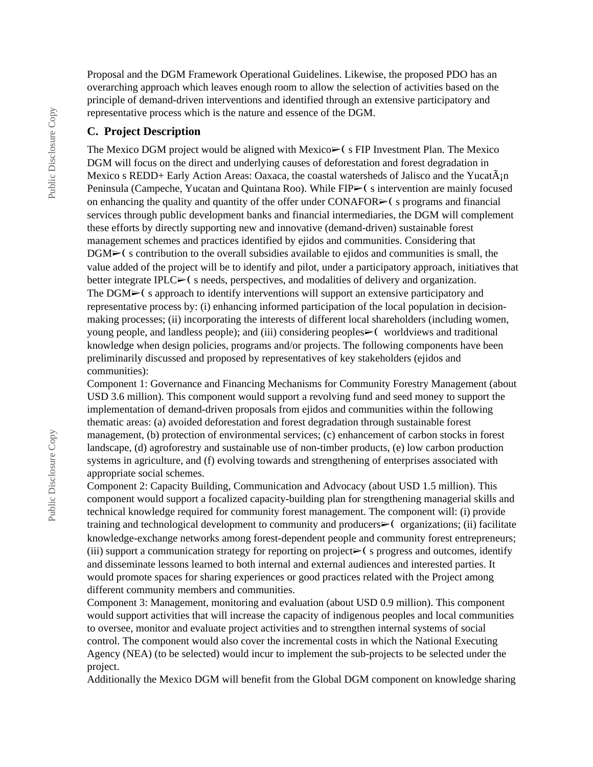Proposal and the DGM Framework Operational Guidelines. Likewise, the proposed PDO has an overarching approach which leaves enough room to allow the selection of activities based on the principle of demand-driven interventions and identified through an extensive participatory and representative process which is the nature and essence of the DGM.

## C. Project Description

The Mexico DGM project would be aligned with Mexico➢( s FIP Investment Plan. The Mexico DGM will focus on the direct and underlying causes of deforestation and forest degradation in Mexico s REDD+ Early Action Areas: Oaxaca, the coastal watersheds of Jalisco and the YucatÃ¡n Peninsula (Campeche, Yucatan and Quintana Roo). While FIP➢( s intervention are mainly focused on enhancing the quality and quantity of the offer under CONAFOR➢( s programs and financial services through public development banks and financial intermediaries, the DGM will complement these efforts by directly supporting new and innovative (demand-driven) sustainable forest management schemes and practices identified by ejidos and communities. Considering that DGM➢( s contribution to the overall subsidies available to ejidos and communities is small, the value added of the project will be to identify and pilot, under a participatory approach, initiatives that better integrate IPLC➢( s needs, perspectives, and modalities of delivery and organization.

The DGM➢( s approach to identify interventions will support an extensive participatory and representative process by: (i) enhancing informed participation of the local population in decision-making processes; (ii) incorporating the interests of different local shareholders (including women, young people, and landless people); and (iii) considering peoples➢( worldviews and traditional knowledge when design policies, programs and/or projects. The following components have been preliminarily discussed and proposed by representatives of key stakeholders (ejidos and communities):

Component 1: Governance and Financing Mechanisms for Community Forestry Management (about USD 3.6 million). This component would support a revolving fund and seed money to support the implementation of demand-driven proposals from ejidos and communities within the following thematic areas: (a) avoided deforestation and forest degradation through sustainable forest management, (b) protection of environmental services; (c) enhancement of carbon stocks in forest landscape, (d) agroforestry and sustainable use of non-timber products, (e) low carbon production systems in agriculture, and (f) evolving towards and strengthening of enterprises associated with appropriate social schemes.

Component 2: Capacity Building, Communication and Advocacy (about USD 1.5 million). This component would support a focalized capacity-building plan for strengthening managerial skills and technical knowledge required for community forest management. The component will: (i) provide training and technological development to community and producers➢( organizations; (ii) facilitate knowledge-exchange networks among forest-dependent people and community forest entrepreneurs; (iii) support a communication strategy for reporting on project➢( s progress and outcomes, identify and disseminate lessons learned to both internal and external audiences and interested parties. It would promote spaces for sharing experiences or good practices related with the Project among different community members and communities.

Component 3: Management, monitoring and evaluation (about USD 0.9 million). This component would support activities that will increase the capacity of indigenous peoples and local communities to oversee, monitor and evaluate project activities and to strengthen internal systems of social control. The component would also cover the incremental costs in which the National Executing Agency (NEA) (to be selected) would incur to implement the sub-projects to be selected under the project.

Additionally the Mexico DGM will benefit from the Global DGM component on knowledge sharing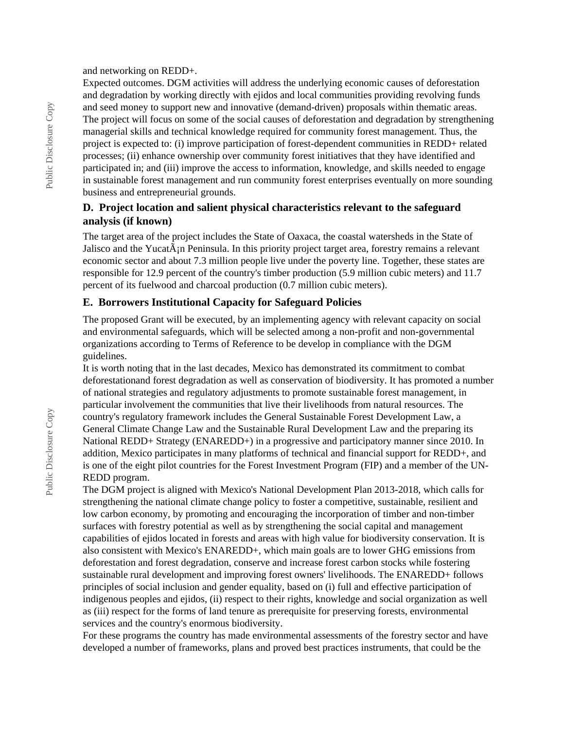and networking on REDD+.

Expected outcomes. DGM activities will address the underlying economic causes of deforestation and degradation by working directly with ejidos and local communities providing revolving funds and seed money to support new and innovative (demand-driven) proposals within thematic areas. The project will focus on some of the social causes of deforestation and degradation by strengthening managerial skills and technical knowledge required for community forest management. Thus, the project is expected to: (i) improve participation of forest-dependent communities in REDD+ related processes; (ii) enhance ownership over community forest initiatives that they have identified and participated in; and (iii) improve the access to information, knowledge, and skills needed to engage in sustainable forest management and run community forest enterprises eventually on more sounding business and entrepreneurial grounds.

### D. Project location and salient physical characteristics relevant to the safeguard analysis (if known)

The target area of the project includes the State of Oaxaca, the coastal watersheds in the State of Jalisco and the YucatÃ¡n Peninsula. In this priority project target area, forestry remains a relevant economic sector and about 7.3 million people live under the poverty line. Together, these states are responsible for 12.9 percent of the country's timber production (5.9 million cubic meters) and 11.7 percent of its fuelwood and charcoal production (0.7 million cubic meters).

### E. Borrowers Institutional Capacity for Safeguard Policies

The proposed Grant will be executed, by an implementing agency with relevant capacity on social and environmental safeguards, which will be selected among a non-profit and non-governmental organizations according to Terms of Reference to be develop in compliance with the DGM guidelines.

It is worth noting that in the last decades, Mexico has demonstrated its commitment to combat deforestationand forest degradation as well as conservation of biodiversity. It has promoted a number of national strategies and regulatory adjustments to promote sustainable forest management, in particular involvement the communities that live their livelihoods from natural resources. The country's regulatory framework includes the General Sustainable Forest Development Law, a General Climate Change Law and the Sustainable Rural Development Law and the preparing its National REDD+ Strategy (ENAREDD+) in a progressive and participatory manner since 2010. In addition, Mexico participates in many platforms of technical and financial support for REDD+, and is one of the eight pilot countries for the Forest Investment Program (FIP) and a member of the UN-REDD program.

The DGM project is aligned with Mexico's National Development Plan 2013-2018, which calls for strengthening the national climate change policy to foster a competitive, sustainable, resilient and low carbon economy, by promoting and encouraging the incorporation of timber and non-timber surfaces with forestry potential as well as by strengthening the social capital and management capabilities of ejidos located in forests and areas with high value for biodiversity conservation. It is also consistent with Mexico's ENAREDD+, which main goals are to lower GHG emissions from deforestation and forest degradation, conserve and increase forest carbon stocks while fostering sustainable rural development and improving forest owners' livelihoods. The ENAREDD+ follows principles of social inclusion and gender equality, based on (i) full and effective participation of indigenous peoples and ejidos, (ii) respect to their rights, knowledge and social organization as well as (iii) respect for the forms of land tenure as prerequisite for preserving forests, environmental services and the country's enormous biodiversity.

For these programs the country has made environmental assessments of the forestry sector and have developed a number of frameworks, plans and proved best practices instruments, that could be the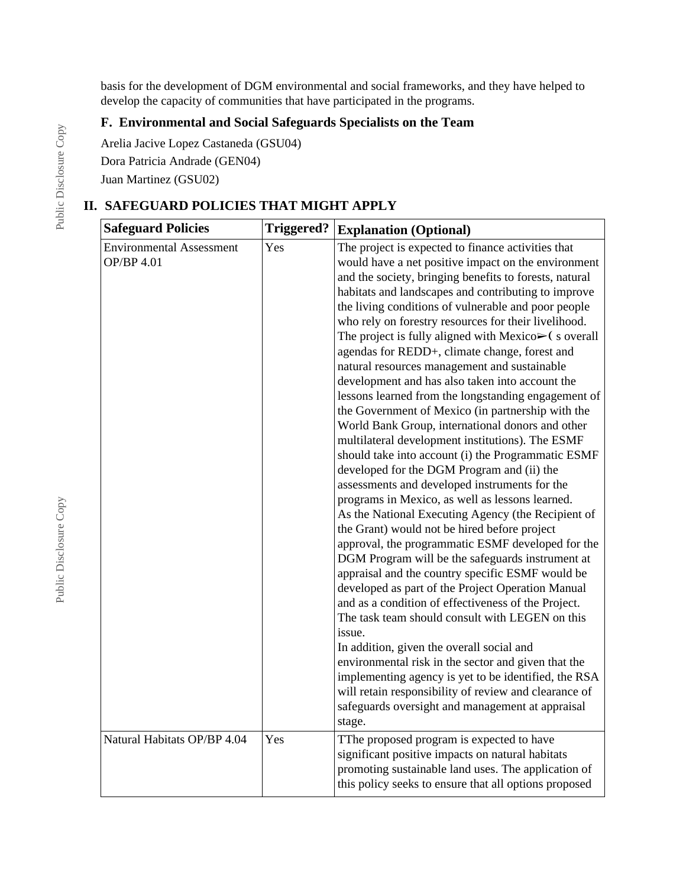basis for the development of DGM environmental and social frameworks, and they have helped to develop the capacity of communities that have participated in the programs.

### F. Environmental and Social Safeguards Specialists on the Team

Arelia Jacive Lopez Castaneda (GSU04)

Dora Patricia Andrade (GEN04)

Juan Martinez (GSU02)

## II. SAFEGUARD POLICIES THAT MIGHT APPLY

| Safeguard Policies | Triggered? | Explanation (Optional) |
|---|---|---|
| Environmental Assessment OP/BP 4.01 | Yes | The project is expected to finance activities that would have a net positive impact on the environment and the society, bringing benefits to forests, natural habitats and landscapes and contributing to improve the living conditions of vulnerable and poor people who rely on forestry resources for their livelihood. The project is fully aligned with Mexico➢( s overall agendas for REDD+, climate change, forest and natural resources management and sustainable development and has also taken into account the lessons learned from the longstanding engagement of the Government of Mexico (in partnership with the World Bank Group, international donors and other multilateral development institutions). The ESMF should take into account (i) the Programmatic ESMF developed for the DGM Program and (ii) the assessments and developed instruments for the programs in Mexico, as well as lessons learned.<br>As the National Executing Agency (the Recipient of the Grant) would not be hired before project approval, the programmatic ESMF developed for the DGM Program will be the safeguards instrument at appraisal and the country specific ESMF would be developed as part of the Project Operation Manual and as a condition of effectiveness of the Project. The task team should consult with LEGEN on this issue.<br>In addition, given the overall social and environmental risk in the sector and given that the implementing agency is yet to be identified, the RSA will retain responsibility of review and clearance of safeguards oversight and management at appraisal stage. |
| Natural Habitats OP/BP 4.04 | Yes | TThe proposed program is expected to have significant positive impacts on natural habitats promoting sustainable land uses. The application of this policy seeks to ensure that all options proposed |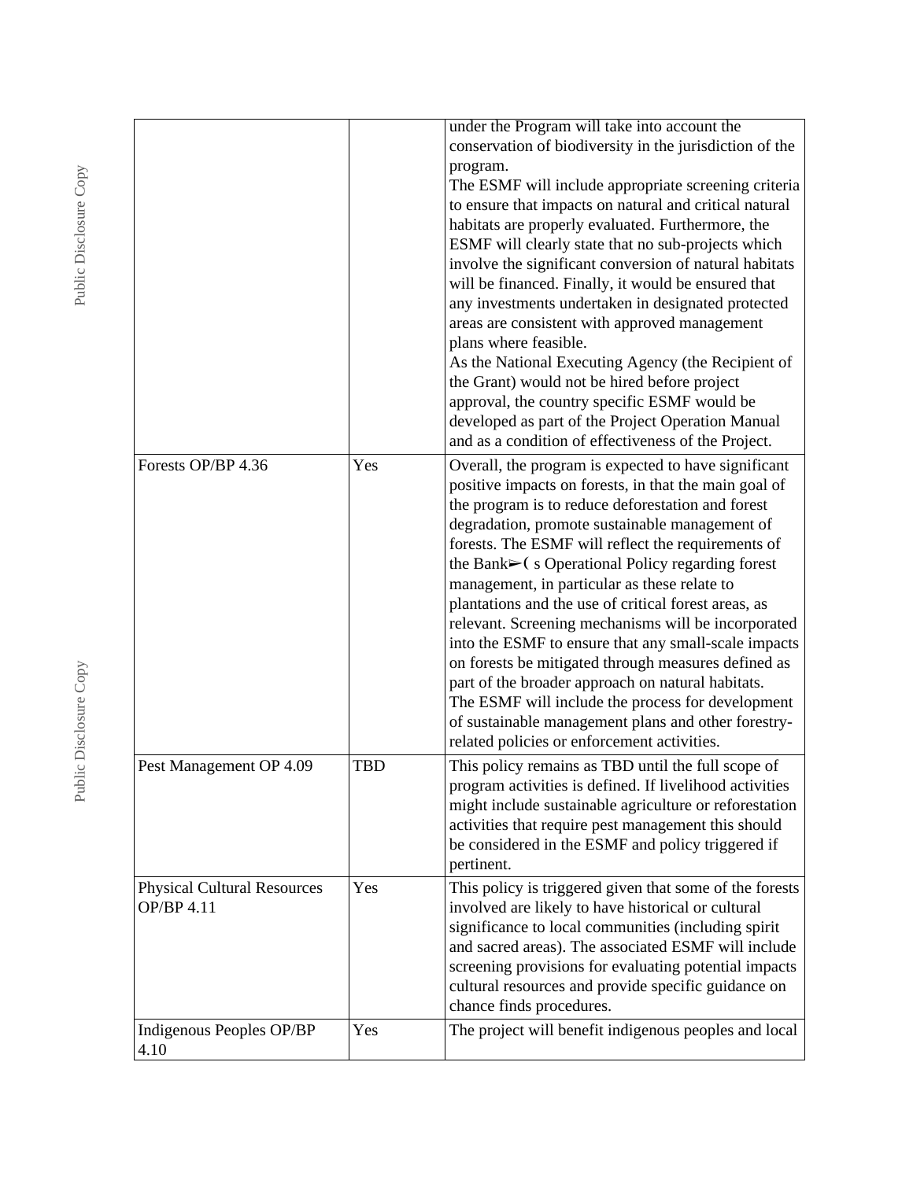| | | |
|---|---|---|
| | | under the Program will take into account the conservation of biodiversity in the jurisdiction of the program.<br>The ESMF will include appropriate screening criteria to ensure that impacts on natural and critical natural habitats are properly evaluated. Furthermore, the ESMF will clearly state that no sub-projects which involve the significant conversion of natural habitats will be financed. Finally, it would be ensured that any investments undertaken in designated protected areas are consistent with approved management plans where feasible.<br>As the National Executing Agency (the Recipient of the Grant) would not be hired before project approval, the country specific ESMF would be developed as part of the Project Operation Manual and as a condition of effectiveness of the Project. |
| Forests OP/BP 4.36 | Yes | Overall, the program is expected to have significant positive impacts on forests, in that the main goal of the program is to reduce deforestation and forest degradation, promote sustainable management of forests. The ESMF will reflect the requirements of the Bank➢( s Operational Policy regarding forest management, in particular as these relate to plantations and the use of critical forest areas, as relevant. Screening mechanisms will be incorporated into the ESMF to ensure that any small-scale impacts on forests be mitigated through measures defined as part of the broader approach on natural habitats.<br>The ESMF will include the process for development of sustainable management plans and other forestry-related policies or enforcement activities. |
| Pest Management OP 4.09 | TBD | This policy remains as TBD until the full scope of program activities is defined. If livelihood activities might include sustainable agriculture or reforestation activities that require pest management this should be considered in the ESMF and policy triggered if pertinent. |
| Physical Cultural Resources OP/BP 4.11 | Yes | This policy is triggered given that some of the forests involved are likely to have historical or cultural significance to local communities (including spirit and sacred areas). The associated ESMF will include screening provisions for evaluating potential impacts cultural resources and provide specific guidance on chance finds procedures. |
| Indigenous Peoples OP/BP 4.10 | Yes | The project will benefit indigenous peoples and local |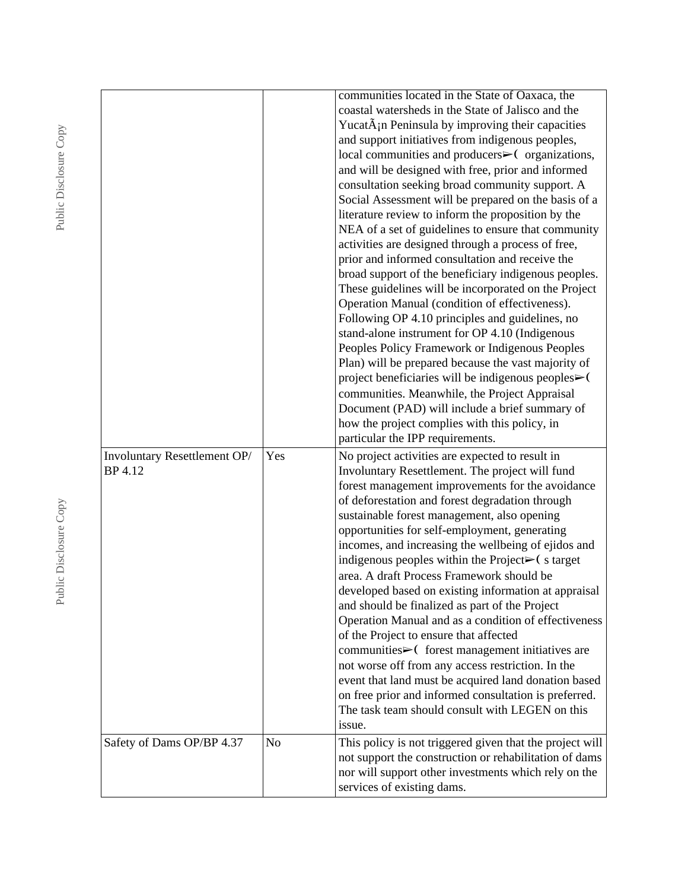| | | |
|---|---|---|
| | | communities located in the State of Oaxaca, the coastal watersheds in the State of Jalisco and the YucatÃ¡n Peninsula by improving their capacities and support initiatives from indigenous peoples, local communities and producers➢( organizations, and will be designed with free, prior and informed consultation seeking broad community support. A Social Assessment will be prepared on the basis of a literature review to inform the proposition by the NEA of a set of guidelines to ensure that community activities are designed through a process of free, prior and informed consultation and receive the broad support of the beneficiary indigenous peoples. These guidelines will be incorporated on the Project Operation Manual (condition of effectiveness). Following OP 4.10 principles and guidelines, no stand-alone instrument for OP 4.10 (Indigenous Peoples Policy Framework or Indigenous Peoples Plan) will be prepared because the vast majority of project beneficiaries will be indigenous peoples➢( communities. Meanwhile, the Project Appraisal Document (PAD) will include a brief summary of how the project complies with this policy, in particular the IPP requirements. |
| Involuntary Resettlement OP/ BP 4.12 | Yes | No project activities are expected to result in Involuntary Resettlement. The project will fund forest management improvements for the avoidance of deforestation and forest degradation through sustainable forest management, also opening opportunities for self-employment, generating incomes, and increasing the wellbeing of ejidos and indigenous peoples within the Project➢( s target area. A draft Process Framework should be developed based on existing information at appraisal and should be finalized as part of the Project Operation Manual and as a condition of effectiveness of the Project to ensure that affected communities➢( forest management initiatives are not worse off from any access restriction. In the event that land must be acquired land donation based on free prior and informed consultation is preferred. The task team should consult with LEGEN on this issue. |
| Safety of Dams OP/BP 4.37 | No | This policy is not triggered given that the project will not support the construction or rehabilitation of dams nor will support other investments which rely on the services of existing dams. |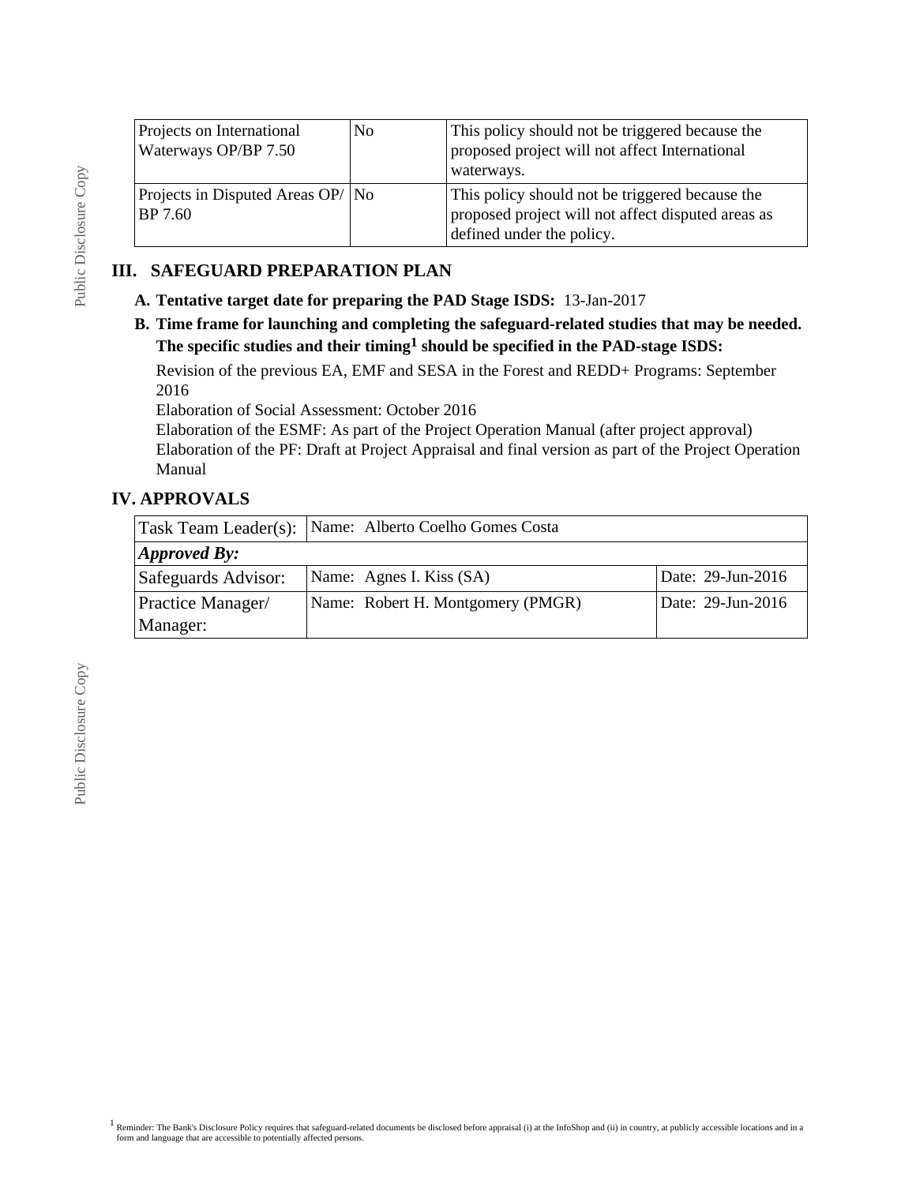| | | |
|---|---|---|
| Projects on International Waterways OP/BP 7.50 | No | This policy should not be triggered because the proposed project will not affect International waterways. |
| Projects in Disputed Areas OP/ BP 7.60 | No | This policy should not be triggered because the proposed project will not affect disputed areas as defined under the policy. |

## III. SAFEGUARD PREPARATION PLAN

**A. Tentative target date for preparing the PAD Stage ISDS:** 13-Jan-2017

**B. Time frame for launching and completing the safeguard-related studies that may be needed. The specific studies and their timing[1] should be specified in the PAD-stage ISDS:**

Revision of the previous EA, EMF and SESA in the Forest and REDD+ Programs: September 2016
Elaboration of Social Assessment: October 2016
Elaboration of the ESMF: As part of the Project Operation Manual (after project approval)
Elaboration of the PF: Draft at Project Appraisal and final version as part of the Project Operation Manual

## IV. APPROVALS

| | | |
|---|---|---|
| Task Team Leader(s): | Name: Alberto Coelho Gomes Costa | |
| ***Approved By:*** | | |
| Safeguards Advisor: | Name: Agnes I. Kiss (SA) | Date: 29-Jun-2016 |
| Practice Manager/ Manager: | Name: Robert H. Montgomery (PMGR) | Date: 29-Jun-2016 |

[1] Reminder: The Bank's Disclosure Policy requires that safeguard-related documents be disclosed before appraisal (i) at the InfoShop and (ii) in country, at publicly accessible locations and in a form and language that are accessible to potentially affected persons.